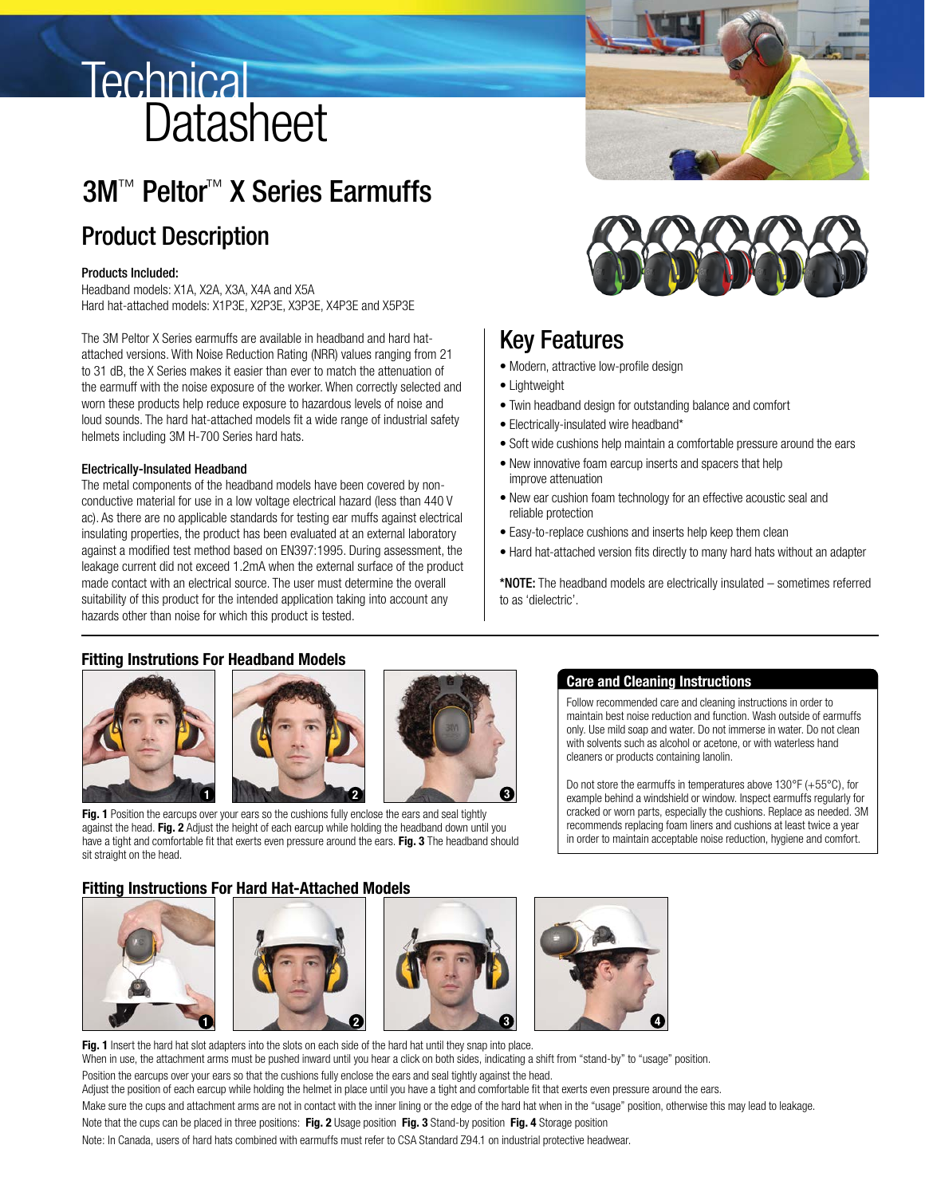# Technical Datasheet

## 3M™ Peltor™ X Series Earmuffs

## Product Description

**Products Included:**
Headband models: X1A, X2A, X3A, X4A and X5A
Hard hat-attached models: X1P3E, X2P3E, X3P3E, X4P3E and X5P3E

The 3M Peltor X Series earmuffs are available in headband and hard hat-attached versions. With Noise Reduction Rating (NRR) values ranging from 21 to 31 dB, the X Series makes it easier than ever to match the attenuation of the earmuff with the noise exposure of the worker. When correctly selected and worn these products help reduce exposure to hazardous levels of noise and loud sounds. The hard hat-attached models fit a wide range of industrial safety helmets including 3M H-700 Series hard hats.

**Electrically-Insulated Headband**
The metal components of the headband models have been covered by non-conductive material for use in a low voltage electrical hazard (less than 440 V ac). As there are no applicable standards for testing ear muffs against electrical insulating properties, the product has been evaluated at an external laboratory against a modified test method based on EN397:1995. During assessment, the leakage current did not exceed 1.2mA when the external surface of the product made contact with an electrical source. The user must determine the overall suitability of this product for the intended application taking into account any hazards other than noise for which this product is tested.

## Key Features

- Modern, attractive low-profile design
- Lightweight
- Twin headband design for outstanding balance and comfort
- Electrically-insulated wire headband*
- Soft wide cushions help maintain a comfortable pressure around the ears
- New innovative foam earcup inserts and spacers that help improve attenuation
- New ear cushion foam technology for an effective acoustic seal and reliable protection
- Easy-to-replace cushions and inserts help keep them clean
- Hard hat-attached version fits directly to many hard hats without an adapter

***NOTE:** The headband models are electrically insulated – sometimes referred to as 'dielectric'.

### Fitting Instrutions For Headband Models

**Fig. 1** Position the earcups over your ears so the cushions fully enclose the ears and seal tightly against the head. **Fig. 2** Adjust the height of each earcup while holding the headband down until you have a tight and comfortable fit that exerts even pressure around the ears. **Fig. 3** The headband should sit straight on the head.

### Care and Cleaning Instructions

Follow recommended care and cleaning instructions in order to maintain best noise reduction and function. Wash outside of earmuffs only. Use mild soap and water. Do not immerse in water. Do not clean with solvents such as alcohol or acetone, or with waterless hand cleaners or products containing lanolin.

Do not store the earmuffs in temperatures above 130°F (+55°C), for example behind a windshield or window. Inspect earmuffs regularly for cracked or worn parts, especially the cushions. Replace as needed. 3M recommends replacing foam liners and cushions at least twice a year in order to maintain acceptable noise reduction, hygiene and comfort.

### Fitting Instructions For Hard Hat-Attached Models

**Fig. 1** Insert the hard hat slot adapters into the slots on each side of the hard hat until they snap into place.
When in use, the attachment arms must be pushed inward until you hear a click on both sides, indicating a shift from "stand-by" to "usage" position.
Position the earcups over your ears so that the cushions fully enclose the ears and seal tightly against the head.
Adjust the position of each earcup while holding the helmet in place until you have a tight and comfortable fit that exerts even pressure around the ears.
Make sure the cups and attachment arms are not in contact with the inner lining or the edge of the hard hat when in the "usage" position, otherwise this may lead to leakage.
Note that the cups can be placed in three positions: **Fig. 2** Usage position **Fig. 3** Stand-by position **Fig. 4** Storage position
Note: In Canada, users of hard hats combined with earmuffs must refer to CSA Standard Z94.1 on industrial protective headwear.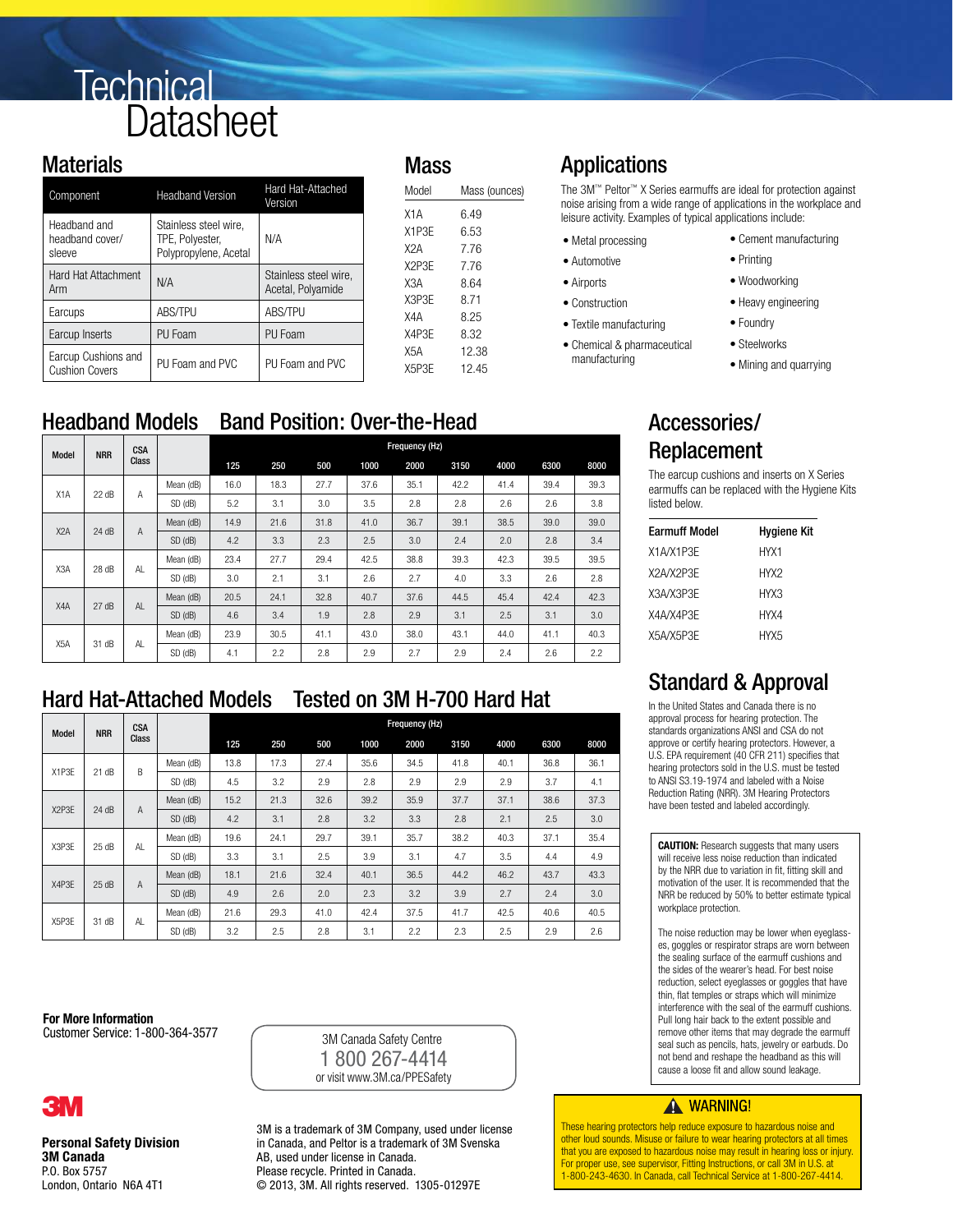# Technical Datasheet

## Materials

| Component | Headband Version | Hard Hat-Attached Version |
|---|---|---|
| Headband and headband cover/ sleeve | Stainless steel wire, TPE, Polyester, Polypropylene, Acetal | N/A |
| Hard Hat Attachment Arm | N/A | Stainless steel wire, Acetal, Polyamide |
| Earcups | ABS/TPU | ABS/TPU |
| Earcup Inserts | PU Foam | PU Foam |
| Earcup Cushions and Cushion Covers | PU Foam and PVC | PU Foam and PVC |

## Mass

| Model | Mass (ounces) |
|---|---|
| X1A | 6.49 |
| X1P3E | 6.53 |
| X2A | 7.76 |
| X2P3E | 7.76 |
| X3A | 8.64 |
| X3P3E | 8.71 |
| X4A | 8.25 |
| X4P3E | 8.32 |
| X5A | 12.38 |
| X5P3E | 12.45 |

## Applications

The 3M™ Peltor™ X Series earmuffs are ideal for protection against noise arising from a wide range of applications in the workplace and leisure activity. Examples of typical applications include:

- Metal processing
- Automotive
- Airports
- Construction
- Textile manufacturing
- Chemical & pharmaceutical manufacturing
- Cement manufacturing
- Printing
- Woodworking
- Heavy engineering
- Foundry
- Steelworks
- Mining and quarrying

## Headband Models Band Position: Over-the-Head

| Model | NRR | CSA Class | | Frequency (Hz) 125 | 250 | 500 | 1000 | 2000 | 3150 | 4000 | 6300 | 8000 |
|---|---|---|---|---|---|---|---|---|---|---|---|---|
| X1A | 22 dB | A | Mean (dB) | 16.0 | 18.3 | 27.7 | 37.6 | 35.1 | 42.2 | 41.4 | 39.4 | 39.3 |
| | | | SD (dB) | 5.2 | 3.1 | 3.0 | 3.5 | 2.8 | 2.8 | 2.6 | 2.6 | 3.8 |
| X2A | 24 dB | A | Mean (dB) | 14.9 | 21.6 | 31.8 | 41.0 | 36.7 | 39.1 | 38.5 | 39.0 | 39.0 |
| | | | SD (dB) | 4.2 | 3.3 | 2.3 | 2.5 | 3.0 | 2.4 | 2.0 | 2.8 | 3.4 |
| X3A | 28 dB | AL | Mean (dB) | 23.4 | 27.7 | 29.4 | 42.5 | 38.8 | 39.3 | 42.3 | 39.5 | 39.5 |
| | | | SD (dB) | 3.0 | 2.1 | 3.1 | 2.6 | 2.7 | 4.0 | 3.3 | 2.6 | 2.8 |
| X4A | 27 dB | AL | Mean (dB) | 20.5 | 24.1 | 32.8 | 40.7 | 37.6 | 44.5 | 45.4 | 42.4 | 42.3 |
| | | | SD (dB) | 4.6 | 3.4 | 1.9 | 2.8 | 2.9 | 3.1 | 2.5 | 3.1 | 3.0 |
| X5A | 31 dB | AL | Mean (dB) | 23.9 | 30.5 | 41.1 | 43.0 | 38.0 | 43.1 | 44.0 | 41.1 | 40.3 |
| | | | SD (dB) | 4.1 | 2.2 | 2.8 | 2.9 | 2.7 | 2.9 | 2.4 | 2.6 | 2.2 |

## Hard Hat-Attached Models Tested on 3M H-700 Hard Hat

| Model | NRR | CSA Class | | Frequency (Hz) 125 | 250 | 500 | 1000 | 2000 | 3150 | 4000 | 6300 | 8000 |
|---|---|---|---|---|---|---|---|---|---|---|---|---|
| X1P3E | 21 dB | B | Mean (dB) | 13.8 | 17.3 | 27.4 | 35.6 | 34.5 | 41.8 | 40.1 | 36.8 | 36.1 |
| | | | SD (dB) | 4.5 | 3.2 | 2.9 | 2.8 | 2.9 | 2.9 | 2.9 | 3.7 | 4.1 |
| X2P3E | 24 dB | A | Mean (dB) | 15.2 | 21.3 | 32.6 | 39.2 | 35.9 | 37.7 | 37.1 | 38.6 | 37.3 |
| | | | SD (dB) | 4.2 | 3.1 | 2.8 | 3.2 | 3.3 | 2.8 | 2.1 | 2.5 | 3.0 |
| X3P3E | 25 dB | AL | Mean (dB) | 19.6 | 24.1 | 29.7 | 39.1 | 35.7 | 38.2 | 40.3 | 37.1 | 35.4 |
| | | | SD (dB) | 3.3 | 3.1 | 2.5 | 3.9 | 3.1 | 4.7 | 3.5 | 4.4 | 4.9 |
| X4P3E | 25 dB | A | Mean (dB) | 18.1 | 21.6 | 32.4 | 40.1 | 36.5 | 44.2 | 46.2 | 43.7 | 43.3 |
| | | | SD (dB) | 4.9 | 2.6 | 2.0 | 2.3 | 3.2 | 3.9 | 2.7 | 2.4 | 3.0 |
| X5P3E | 31 dB | AL | Mean (dB) | 21.6 | 29.3 | 41.0 | 42.4 | 37.5 | 41.7 | 42.5 | 40.6 | 40.5 |
| | | | SD (dB) | 3.2 | 2.5 | 2.8 | 3.1 | 2.2 | 2.3 | 2.5 | 2.9 | 2.6 |

## Accessories/ Replacement

The earcup cushions and inserts on X Series earmuffs can be replaced with the Hygiene Kits listed below.

| Earmuff Model | Hygiene Kit |
|---|---|
| X1A/X1P3E | HYX1 |
| X2A/X2P3E | HYX2 |
| X3A/X3P3E | HYX3 |
| X4A/X4P3E | HYX4 |
| X5A/X5P3E | HYX5 |

## Standard & Approval

In the United States and Canada there is no approval process for hearing protection. The standards organizations ANSI and CSA do not approve or certify hearing protectors. However, a U.S. EPA requirement (40 CFR 211) specifies that hearing protectors sold in the U.S. must be tested to ANSI S3.19-1974 and labeled with a Noise Reduction Rating (NRR). 3M Hearing Protectors have been tested and labeled accordingly.

**CAUTION:** Research suggests that many users will receive less noise reduction than indicated by the NRR due to variation in fit, fitting skill and motivation of the user. It is recommended that the NRR be reduced by 50% to better estimate typical workplace protection.

The noise reduction may be lower when eyeglasses, goggles or respirator straps are worn between the sealing surface of the earmuff cushions and the sides of the wearer's head. For best noise reduction, select eyeglasses or goggles that have thin, flat temples or straps which will minimize interference with the seal of the earmuff cushions. Pull long hair back to the extent possible and remove other items that may degrade the earmuff seal such as pencils, hats, jewelry or earbuds. Do not bend and reshape the headband as this will cause a loose fit and allow sound leakage.

**⚠ WARNING!**

These hearing protectors help reduce exposure to hazardous noise and other loud sounds. Misuse or failure to wear hearing protectors at all times that you are exposed to hazardous noise may result in hearing loss or injury. For proper use, see supervisor, Fitting Instructions, or call 3M in U.S. at 1-800-243-4630. In Canada, call Technical Service at 1-800-267-4414.

**For More Information**
Customer Service: 1-800-364-3577

3M Canada Safety Centre
1 800 267-4414
or visit www.3M.ca/PPESafety

3M

**Personal Safety Division**
**3M Canada**
P.O. Box 5757
London, Ontario N6A 4T1

3M is a trademark of 3M Company, used under license in Canada, and Peltor is a trademark of 3M Svenska AB, used under license in Canada.
Please recycle. Printed in Canada.
© 2013, 3M. All rights reserved. 1305-01297E